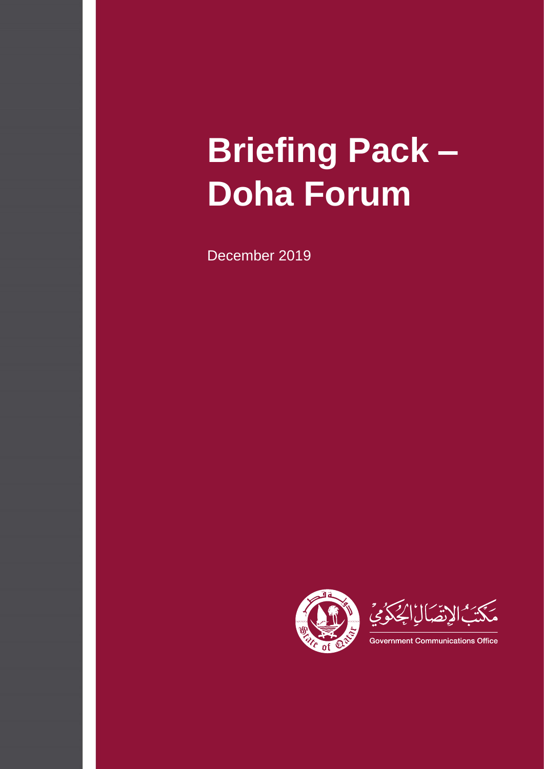# Briefing Pack – Doha Forum

December 2019

مَكتَبُ الإتّصَالِ الحُكومي

Government Communications Office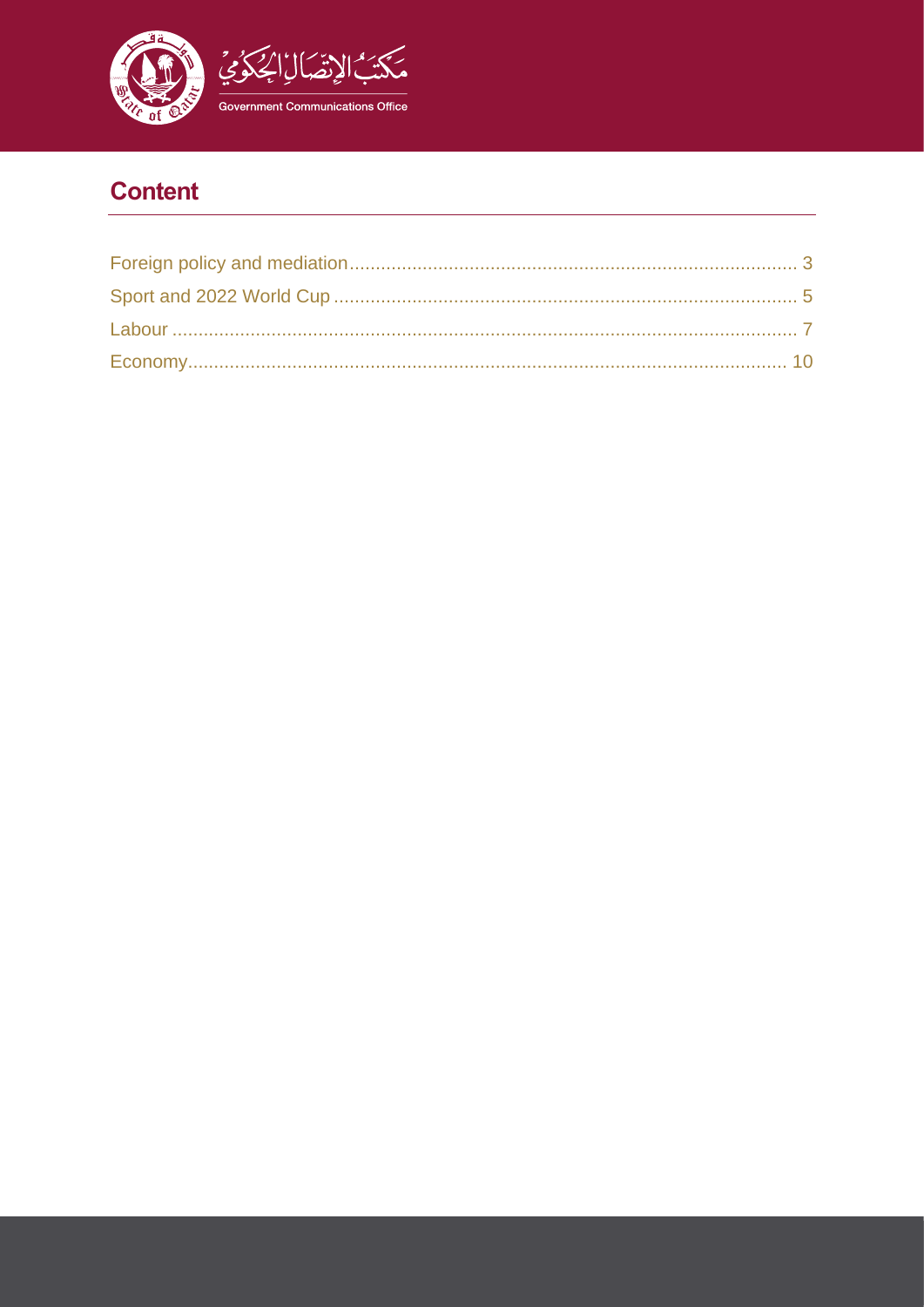## Content

- Foreign policy and mediation ........ 3
- Sport and 2022 World Cup ........ 5
- Labour ........ 7
- Economy ........ 10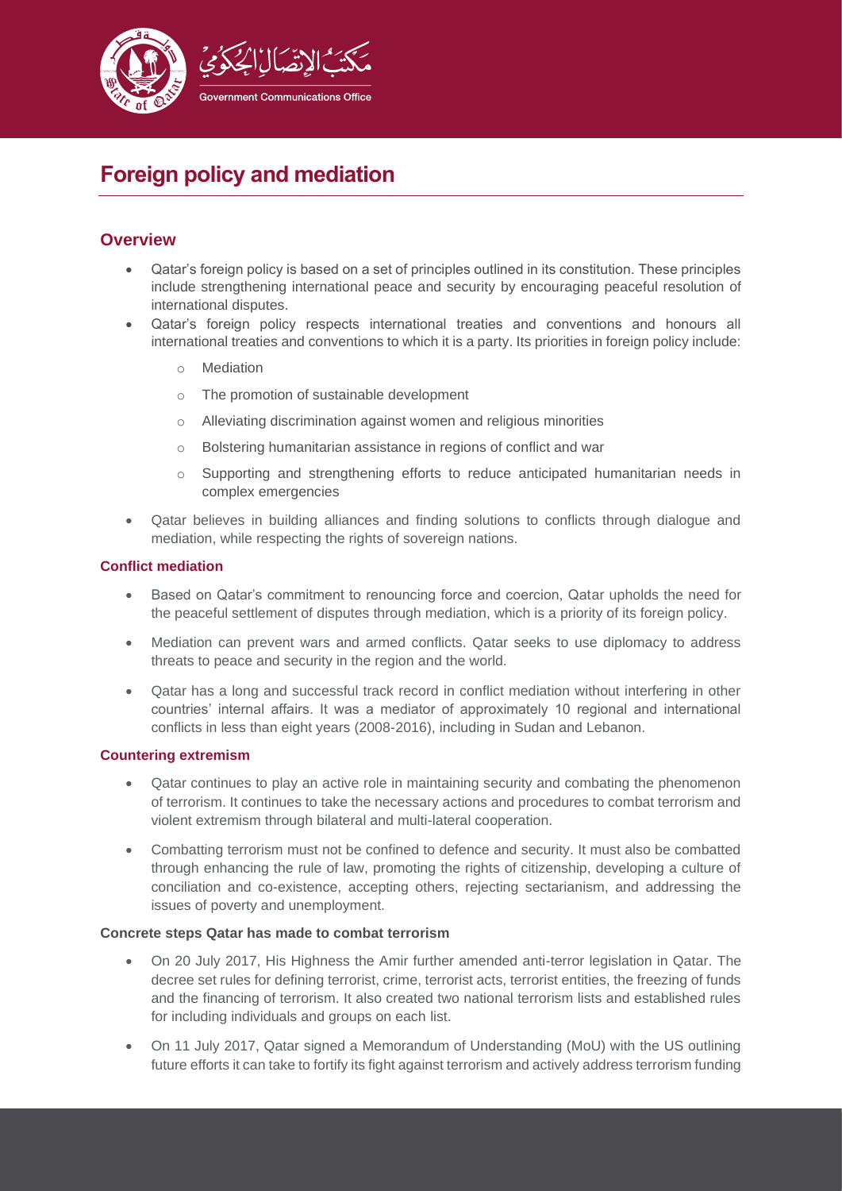# Foreign policy and mediation

## Overview

- Qatar's foreign policy is based on a set of principles outlined in its constitution. These principles include strengthening international peace and security by encouraging peaceful resolution of international disputes.
- Qatar's foreign policy respects international treaties and conventions and honours all international treaties and conventions to which it is a party. Its priorities in foreign policy include:
  - Mediation
  - The promotion of sustainable development
  - Alleviating discrimination against women and religious minorities
  - Bolstering humanitarian assistance in regions of conflict and war
  - Supporting and strengthening efforts to reduce anticipated humanitarian needs in complex emergencies
- Qatar believes in building alliances and finding solutions to conflicts through dialogue and mediation, while respecting the rights of sovereign nations.

### Conflict mediation

- Based on Qatar's commitment to renouncing force and coercion, Qatar upholds the need for the peaceful settlement of disputes through mediation, which is a priority of its foreign policy.
- Mediation can prevent wars and armed conflicts. Qatar seeks to use diplomacy to address threats to peace and security in the region and the world.
- Qatar has a long and successful track record in conflict mediation without interfering in other countries' internal affairs. It was a mediator of approximately 10 regional and international conflicts in less than eight years (2008-2016), including in Sudan and Lebanon.

### Countering extremism

- Qatar continues to play an active role in maintaining security and combating the phenomenon of terrorism. It continues to take the necessary actions and procedures to combat terrorism and violent extremism through bilateral and multi-lateral cooperation.
- Combatting terrorism must not be confined to defence and security. It must also be combatted through enhancing the rule of law, promoting the rights of citizenship, developing a culture of conciliation and co-existence, accepting others, rejecting sectarianism, and addressing the issues of poverty and unemployment.

#### Concrete steps Qatar has made to combat terrorism

- On 20 July 2017, His Highness the Amir further amended anti-terror legislation in Qatar. The decree set rules for defining terrorist, crime, terrorist acts, terrorist entities, the freezing of funds and the financing of terrorism. It also created two national terrorism lists and established rules for including individuals and groups on each list.
- On 11 July 2017, Qatar signed a Memorandum of Understanding (MoU) with the US outlining future efforts it can take to fortify its fight against terrorism and actively address terrorism funding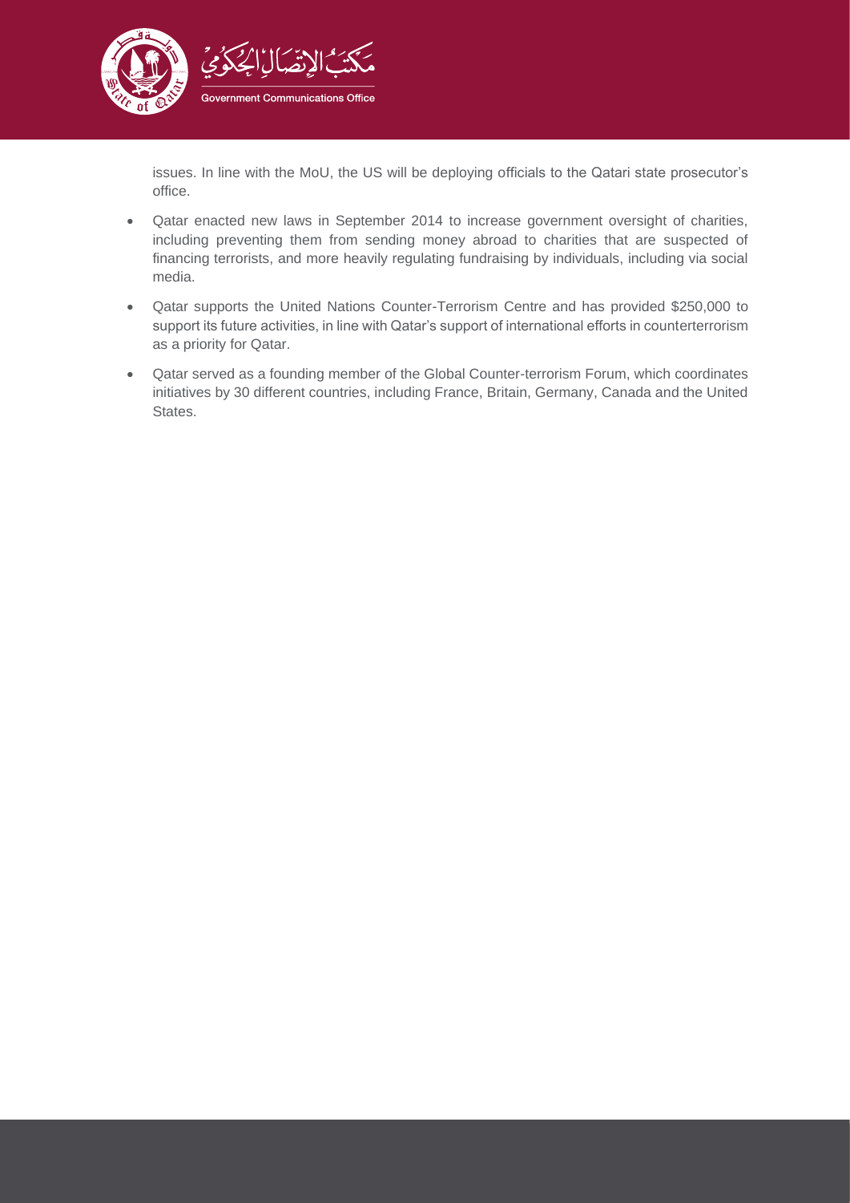issues. In line with the MoU, the US will be deploying officials to the Qatari state prosecutor's office.

- Qatar enacted new laws in September 2014 to increase government oversight of charities, including preventing them from sending money abroad to charities that are suspected of financing terrorists, and more heavily regulating fundraising by individuals, including via social media.
- Qatar supports the United Nations Counter-Terrorism Centre and has provided $250,000 to support its future activities, in line with Qatar's support of international efforts in counterterrorism as a priority for Qatar.
- Qatar served as a founding member of the Global Counter-terrorism Forum, which coordinates initiatives by 30 different countries, including France, Britain, Germany, Canada and the United States.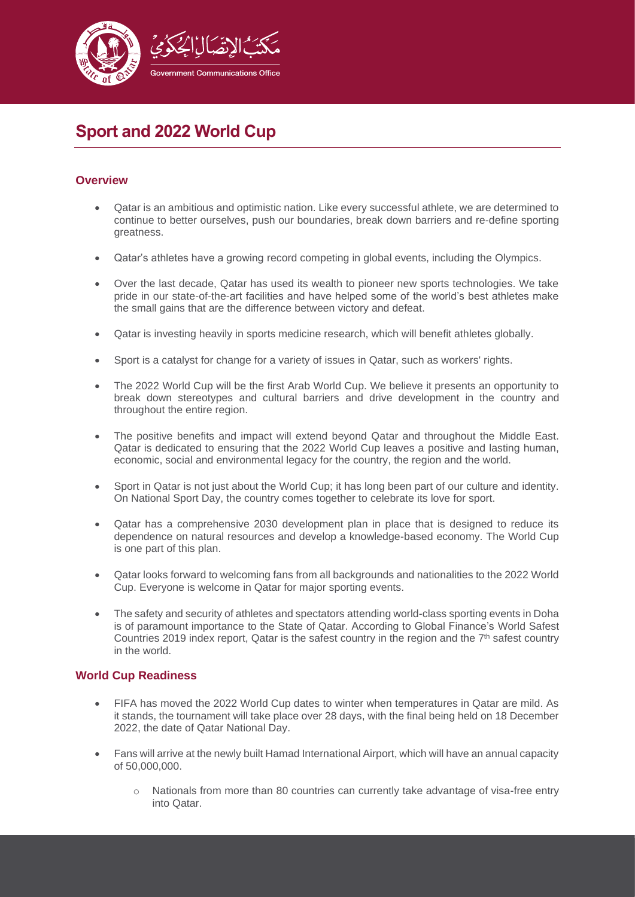# Sport and 2022 World Cup

## Overview

- Qatar is an ambitious and optimistic nation. Like every successful athlete, we are determined to continue to better ourselves, push our boundaries, break down barriers and re-define sporting greatness.
- Qatar's athletes have a growing record competing in global events, including the Olympics.
- Over the last decade, Qatar has used its wealth to pioneer new sports technologies. We take pride in our state-of-the-art facilities and have helped some of the world's best athletes make the small gains that are the difference between victory and defeat.
- Qatar is investing heavily in sports medicine research, which will benefit athletes globally.
- Sport is a catalyst for change for a variety of issues in Qatar, such as workers' rights.
- The 2022 World Cup will be the first Arab World Cup. We believe it presents an opportunity to break down stereotypes and cultural barriers and drive development in the country and throughout the entire region.
- The positive benefits and impact will extend beyond Qatar and throughout the Middle East. Qatar is dedicated to ensuring that the 2022 World Cup leaves a positive and lasting human, economic, social and environmental legacy for the country, the region and the world.
- Sport in Qatar is not just about the World Cup; it has long been part of our culture and identity. On National Sport Day, the country comes together to celebrate its love for sport.
- Qatar has a comprehensive 2030 development plan in place that is designed to reduce its dependence on natural resources and develop a knowledge-based economy. The World Cup is one part of this plan.
- Qatar looks forward to welcoming fans from all backgrounds and nationalities to the 2022 World Cup. Everyone is welcome in Qatar for major sporting events.
- The safety and security of athletes and spectators attending world-class sporting events in Doha is of paramount importance to the State of Qatar. According to Global Finance's World Safest Countries 2019 index report, Qatar is the safest country in the region and the 7th safest country in the world.

## World Cup Readiness

- FIFA has moved the 2022 World Cup dates to winter when temperatures in Qatar are mild. As it stands, the tournament will take place over 28 days, with the final being held on 18 December 2022, the date of Qatar National Day.
- Fans will arrive at the newly built Hamad International Airport, which will have an annual capacity of 50,000,000.
  - Nationals from more than 80 countries can currently take advantage of visa-free entry into Qatar.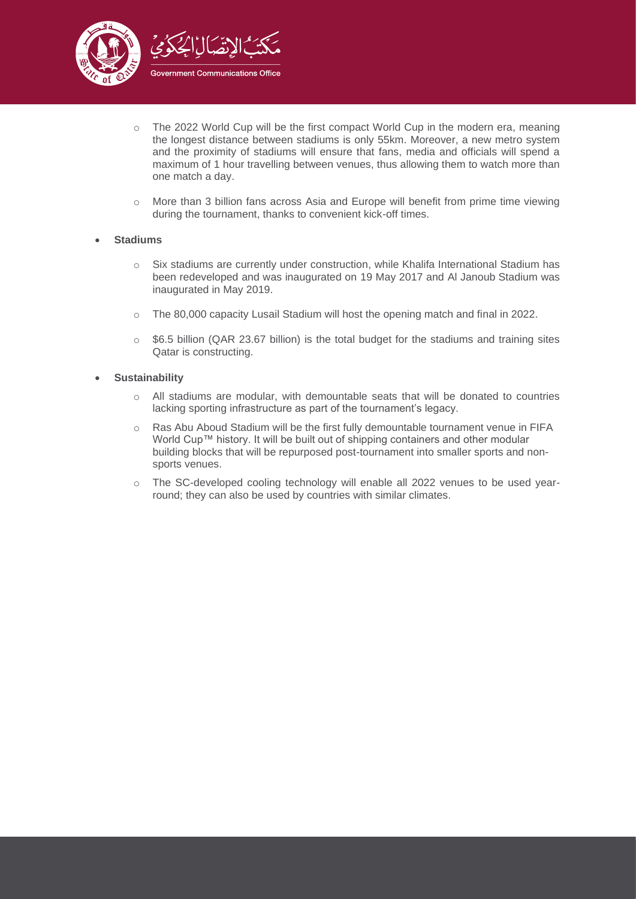- The 2022 World Cup will be the first compact World Cup in the modern era, meaning the longest distance between stadiums is only 55km. Moreover, a new metro system and the proximity of stadiums will ensure that fans, media and officials will spend a maximum of 1 hour travelling between venues, thus allowing them to watch more than one match a day.
- More than 3 billion fans across Asia and Europe will benefit from prime time viewing during the tournament, thanks to convenient kick-off times.

- **Stadiums**
  - Six stadiums are currently under construction, while Khalifa International Stadium has been redeveloped and was inaugurated on 19 May 2017 and Al Janoub Stadium was inaugurated in May 2019.
  - The 80,000 capacity Lusail Stadium will host the opening match and final in 2022.
  - $6.5 billion (QAR 23.67 billion) is the total budget for the stadiums and training sites Qatar is constructing.

- **Sustainability**
  - All stadiums are modular, with demountable seats that will be donated to countries lacking sporting infrastructure as part of the tournament's legacy.
  - Ras Abu Aboud Stadium will be the first fully demountable tournament venue in FIFA World Cup™ history. It will be built out of shipping containers and other modular building blocks that will be repurposed post-tournament into smaller sports and non-sports venues.
  - The SC-developed cooling technology will enable all 2022 venues to be used year-round; they can also be used by countries with similar climates.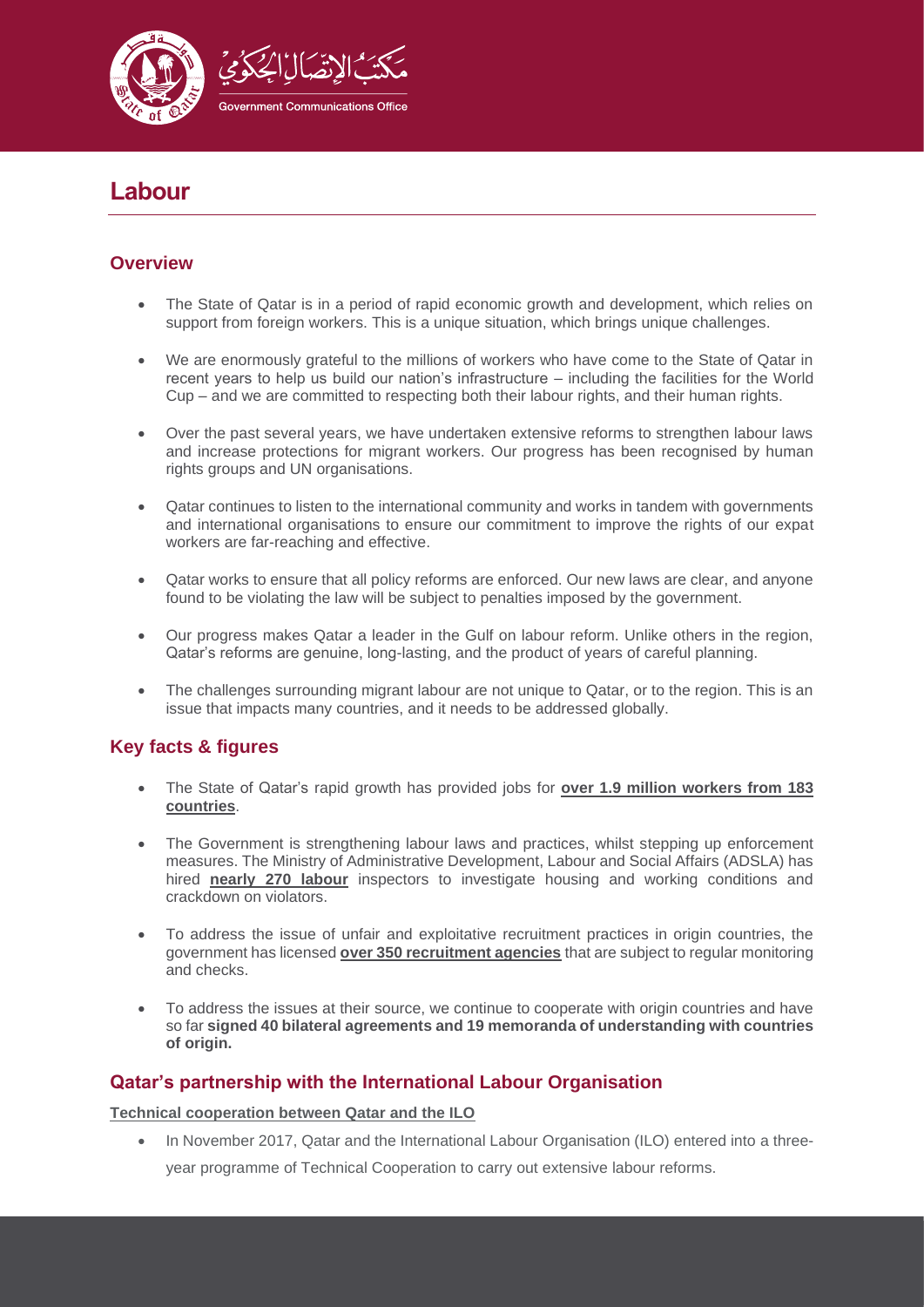# Labour

## Overview

- The State of Qatar is in a period of rapid economic growth and development, which relies on support from foreign workers. This is a unique situation, which brings unique challenges.
- We are enormously grateful to the millions of workers who have come to the State of Qatar in recent years to help us build our nation's infrastructure – including the facilities for the World Cup – and we are committed to respecting both their labour rights, and their human rights.
- Over the past several years, we have undertaken extensive reforms to strengthen labour laws and increase protections for migrant workers. Our progress has been recognised by human rights groups and UN organisations.
- Qatar continues to listen to the international community and works in tandem with governments and international organisations to ensure our commitment to improve the rights of our expat workers are far-reaching and effective.
- Qatar works to ensure that all policy reforms are enforced. Our new laws are clear, and anyone found to be violating the law will be subject to penalties imposed by the government.
- Our progress makes Qatar a leader in the Gulf on labour reform. Unlike others in the region, Qatar's reforms are genuine, long-lasting, and the product of years of careful planning.
- The challenges surrounding migrant labour are not unique to Qatar, or to the region. This is an issue that impacts many countries, and it needs to be addressed globally.

## Key facts & figures

- The State of Qatar's rapid growth has provided jobs for **over 1.9 million workers from 183 countries**.
- The Government is strengthening labour laws and practices, whilst stepping up enforcement measures. The Ministry of Administrative Development, Labour and Social Affairs (ADSLA) has hired **nearly 270 labour** inspectors to investigate housing and working conditions and crackdown on violators.
- To address the issue of unfair and exploitative recruitment practices in origin countries, the government has licensed **over 350 recruitment agencies** that are subject to regular monitoring and checks.
- To address the issues at their source, we continue to cooperate with origin countries and have so far **signed 40 bilateral agreements and 19 memoranda of understanding with countries of origin.**

## Qatar's partnership with the International Labour Organisation

**Technical cooperation between Qatar and the ILO**

- In November 2017, Qatar and the International Labour Organisation (ILO) entered into a three-year programme of Technical Cooperation to carry out extensive labour reforms.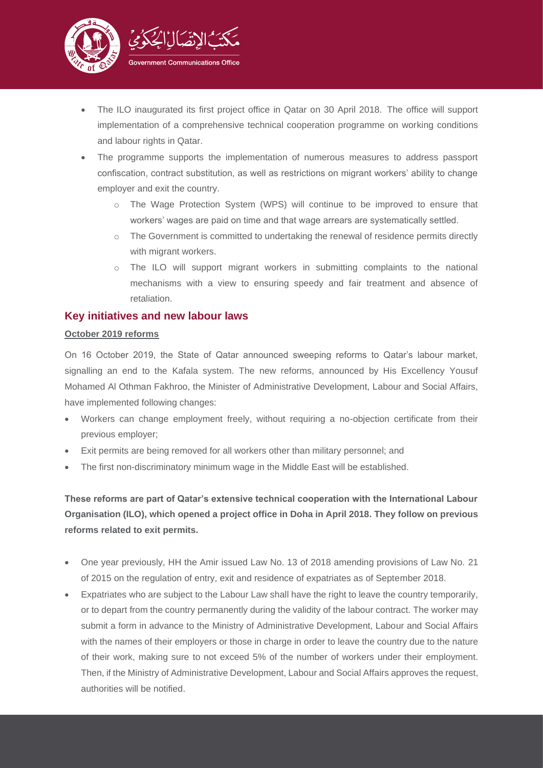- The ILO inaugurated its first project office in Qatar on 30 April 2018. The office will support implementation of a comprehensive technical cooperation programme on working conditions and labour rights in Qatar.
- The programme supports the implementation of numerous measures to address passport confiscation, contract substitution, as well as restrictions on migrant workers' ability to change employer and exit the country.
  - The Wage Protection System (WPS) will continue to be improved to ensure that workers' wages are paid on time and that wage arrears are systematically settled.
  - The Government is committed to undertaking the renewal of residence permits directly with migrant workers.
  - The ILO will support migrant workers in submitting complaints to the national mechanisms with a view to ensuring speedy and fair treatment and absence of retaliation.

## Key initiatives and new labour laws

### October 2019 reforms

On 16 October 2019, the State of Qatar announced sweeping reforms to Qatar's labour market, signalling an end to the Kafala system. The new reforms, announced by His Excellency Yousuf Mohamed Al Othman Fakhroo, the Minister of Administrative Development, Labour and Social Affairs, have implemented following changes:

- Workers can change employment freely, without requiring a no-objection certificate from their previous employer;
- Exit permits are being removed for all workers other than military personnel; and
- The first non-discriminatory minimum wage in the Middle East will be established.

**These reforms are part of Qatar's extensive technical cooperation with the International Labour Organisation (ILO), which opened a project office in Doha in April 2018. They follow on previous reforms related to exit permits.**

- One year previously, HH the Amir issued Law No. 13 of 2018 amending provisions of Law No. 21 of 2015 on the regulation of entry, exit and residence of expatriates as of September 2018.
- Expatriates who are subject to the Labour Law shall have the right to leave the country temporarily, or to depart from the country permanently during the validity of the labour contract. The worker may submit a form in advance to the Ministry of Administrative Development, Labour and Social Affairs with the names of their employers or those in charge in order to leave the country due to the nature of their work, making sure to not exceed 5% of the number of workers under their employment. Then, if the Ministry of Administrative Development, Labour and Social Affairs approves the request, authorities will be notified.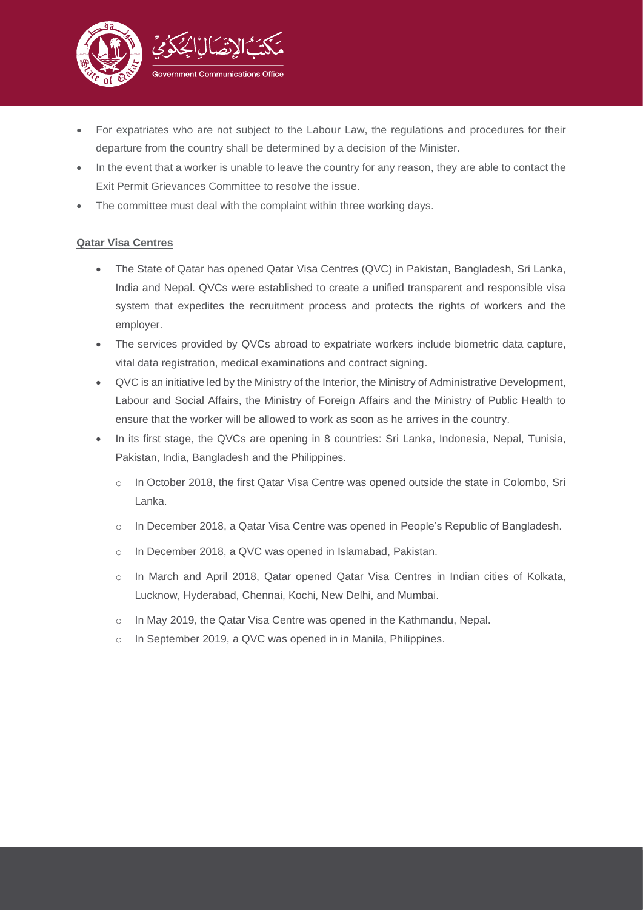- For expatriates who are not subject to the Labour Law, the regulations and procedures for their departure from the country shall be determined by a decision of the Minister.
- In the event that a worker is unable to leave the country for any reason, they are able to contact the Exit Permit Grievances Committee to resolve the issue.
- The committee must deal with the complaint within three working days.

**Qatar Visa Centres**

- The State of Qatar has opened Qatar Visa Centres (QVC) in Pakistan, Bangladesh, Sri Lanka, India and Nepal. QVCs were established to create a unified transparent and responsible visa system that expedites the recruitment process and protects the rights of workers and the employer.
- The services provided by QVCs abroad to expatriate workers include biometric data capture, vital data registration, medical examinations and contract signing.
- QVC is an initiative led by the Ministry of the Interior, the Ministry of Administrative Development, Labour and Social Affairs, the Ministry of Foreign Affairs and the Ministry of Public Health to ensure that the worker will be allowed to work as soon as he arrives in the country.
- In its first stage, the QVCs are opening in 8 countries: Sri Lanka, Indonesia, Nepal, Tunisia, Pakistan, India, Bangladesh and the Philippines.
    - In October 2018, the first Qatar Visa Centre was opened outside the state in Colombo, Sri Lanka.
    - In December 2018, a Qatar Visa Centre was opened in People's Republic of Bangladesh.
    - In December 2018, a QVC was opened in Islamabad, Pakistan.
    - In March and April 2018, Qatar opened Qatar Visa Centres in Indian cities of Kolkata, Lucknow, Hyderabad, Chennai, Kochi, New Delhi, and Mumbai.
    - In May 2019, the Qatar Visa Centre was opened in the Kathmandu, Nepal.
    - In September 2019, a QVC was opened in in Manila, Philippines.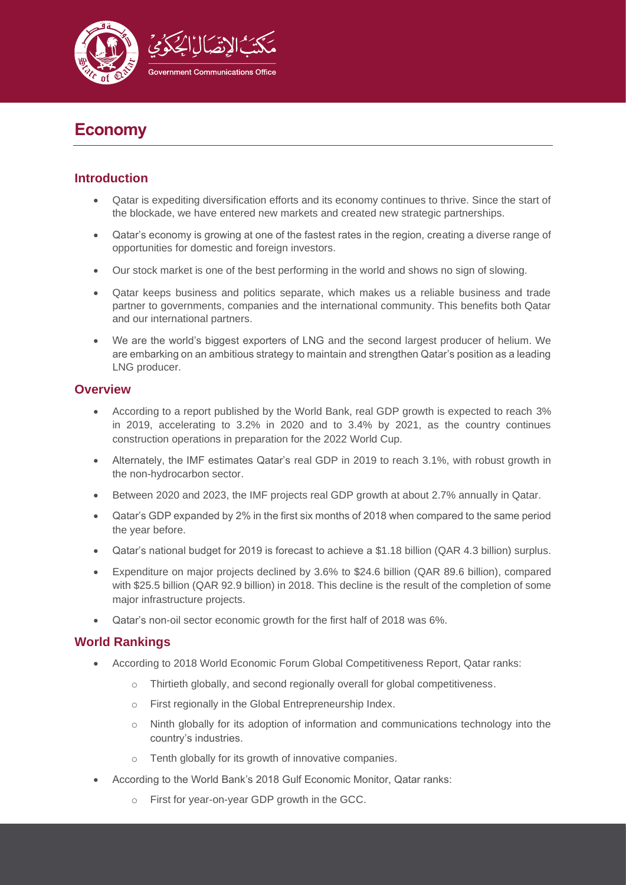# Economy

## Introduction

- Qatar is expediting diversification efforts and its economy continues to thrive. Since the start of the blockade, we have entered new markets and created new strategic partnerships.
- Qatar's economy is growing at one of the fastest rates in the region, creating a diverse range of opportunities for domestic and foreign investors.
- Our stock market is one of the best performing in the world and shows no sign of slowing.
- Qatar keeps business and politics separate, which makes us a reliable business and trade partner to governments, companies and the international community. This benefits both Qatar and our international partners.
- We are the world's biggest exporters of LNG and the second largest producer of helium. We are embarking on an ambitious strategy to maintain and strengthen Qatar's position as a leading LNG producer.

## Overview

- According to a report published by the World Bank, real GDP growth is expected to reach 3% in 2019, accelerating to 3.2% in 2020 and to 3.4% by 2021, as the country continues construction operations in preparation for the 2022 World Cup.
- Alternately, the IMF estimates Qatar's real GDP in 2019 to reach 3.1%, with robust growth in the non-hydrocarbon sector.
- Between 2020 and 2023, the IMF projects real GDP growth at about 2.7% annually in Qatar.
- Qatar's GDP expanded by 2% in the first six months of 2018 when compared to the same period the year before.
- Qatar's national budget for 2019 is forecast to achieve a $1.18 billion (QAR 4.3 billion) surplus.
- Expenditure on major projects declined by 3.6% to $24.6 billion (QAR 89.6 billion), compared with $25.5 billion (QAR 92.9 billion) in 2018. This decline is the result of the completion of some major infrastructure projects.
- Qatar's non-oil sector economic growth for the first half of 2018 was 6%.

## World Rankings

- According to 2018 World Economic Forum Global Competitiveness Report, Qatar ranks:
  - Thirtieth globally, and second regionally overall for global competitiveness.
  - First regionally in the Global Entrepreneurship Index.
  - Ninth globally for its adoption of information and communications technology into the country's industries.
  - Tenth globally for its growth of innovative companies.
- According to the World Bank's 2018 Gulf Economic Monitor, Qatar ranks:
  - First for year-on-year GDP growth in the GCC.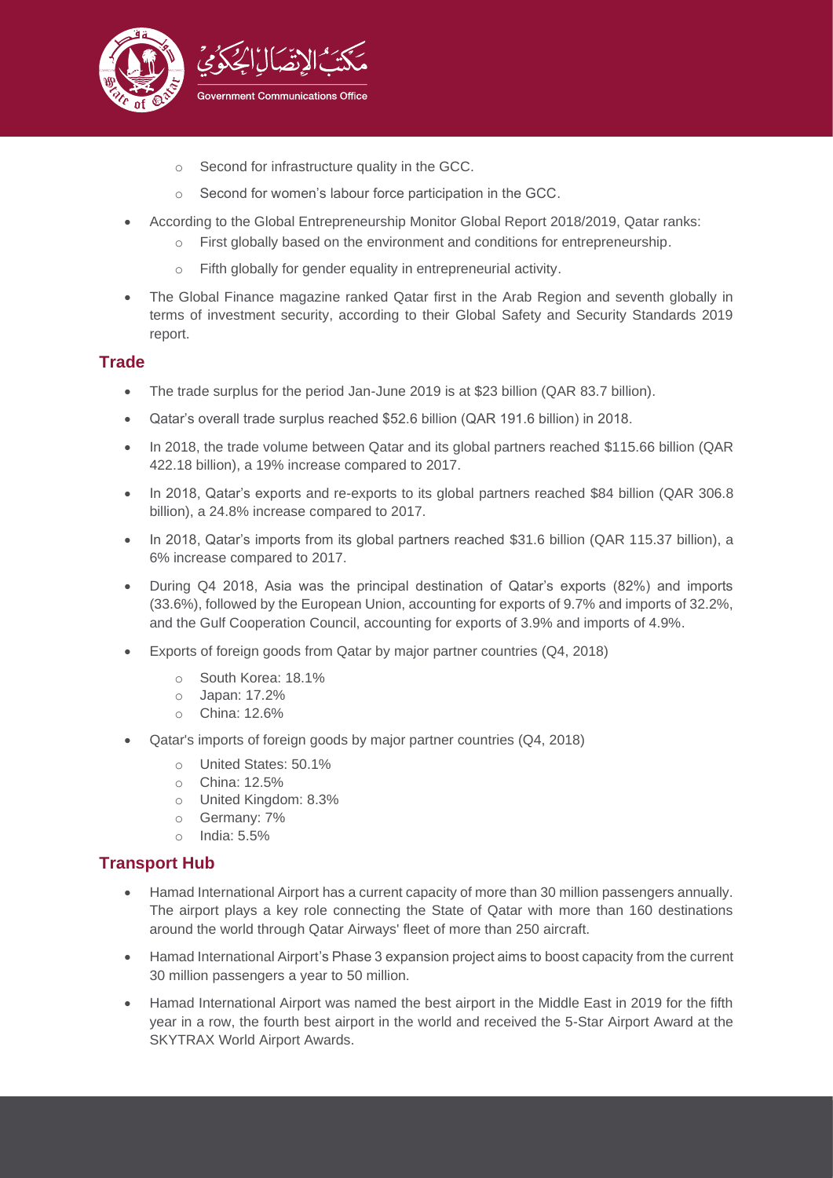- Second for infrastructure quality in the GCC.
- Second for women's labour force participation in the GCC.

- According to the Global Entrepreneurship Monitor Global Report 2018/2019, Qatar ranks:
  - First globally based on the environment and conditions for entrepreneurship.
  - Fifth globally for gender equality in entrepreneurial activity.
- The Global Finance magazine ranked Qatar first in the Arab Region and seventh globally in terms of investment security, according to their Global Safety and Security Standards 2019 report.

## Trade

- The trade surplus for the period Jan-June 2019 is at $23 billion (QAR 83.7 billion).
- Qatar's overall trade surplus reached $52.6 billion (QAR 191.6 billion) in 2018.
- In 2018, the trade volume between Qatar and its global partners reached $115.66 billion (QAR 422.18 billion), a 19% increase compared to 2017.
- In 2018, Qatar's exports and re-exports to its global partners reached $84 billion (QAR 306.8 billion), a 24.8% increase compared to 2017.
- In 2018, Qatar's imports from its global partners reached $31.6 billion (QAR 115.37 billion), a 6% increase compared to 2017.
- During Q4 2018, Asia was the principal destination of Qatar's exports (82%) and imports (33.6%), followed by the European Union, accounting for exports of 9.7% and imports of 32.2%, and the Gulf Cooperation Council, accounting for exports of 3.9% and imports of 4.9%.
- Exports of foreign goods from Qatar by major partner countries (Q4, 2018)
  - South Korea: 18.1%
  - Japan: 17.2%
  - China: 12.6%
- Qatar's imports of foreign goods by major partner countries (Q4, 2018)
  - United States: 50.1%
  - China: 12.5%
  - United Kingdom: 8.3%
  - Germany: 7%
  - India: 5.5%

## Transport Hub

- Hamad International Airport has a current capacity of more than 30 million passengers annually. The airport plays a key role connecting the State of Qatar with more than 160 destinations around the world through Qatar Airways' fleet of more than 250 aircraft.
- Hamad International Airport's Phase 3 expansion project aims to boost capacity from the current 30 million passengers a year to 50 million.
- Hamad International Airport was named the best airport in the Middle East in 2019 for the fifth year in a row, the fourth best airport in the world and received the 5-Star Airport Award at the SKYTRAX World Airport Awards.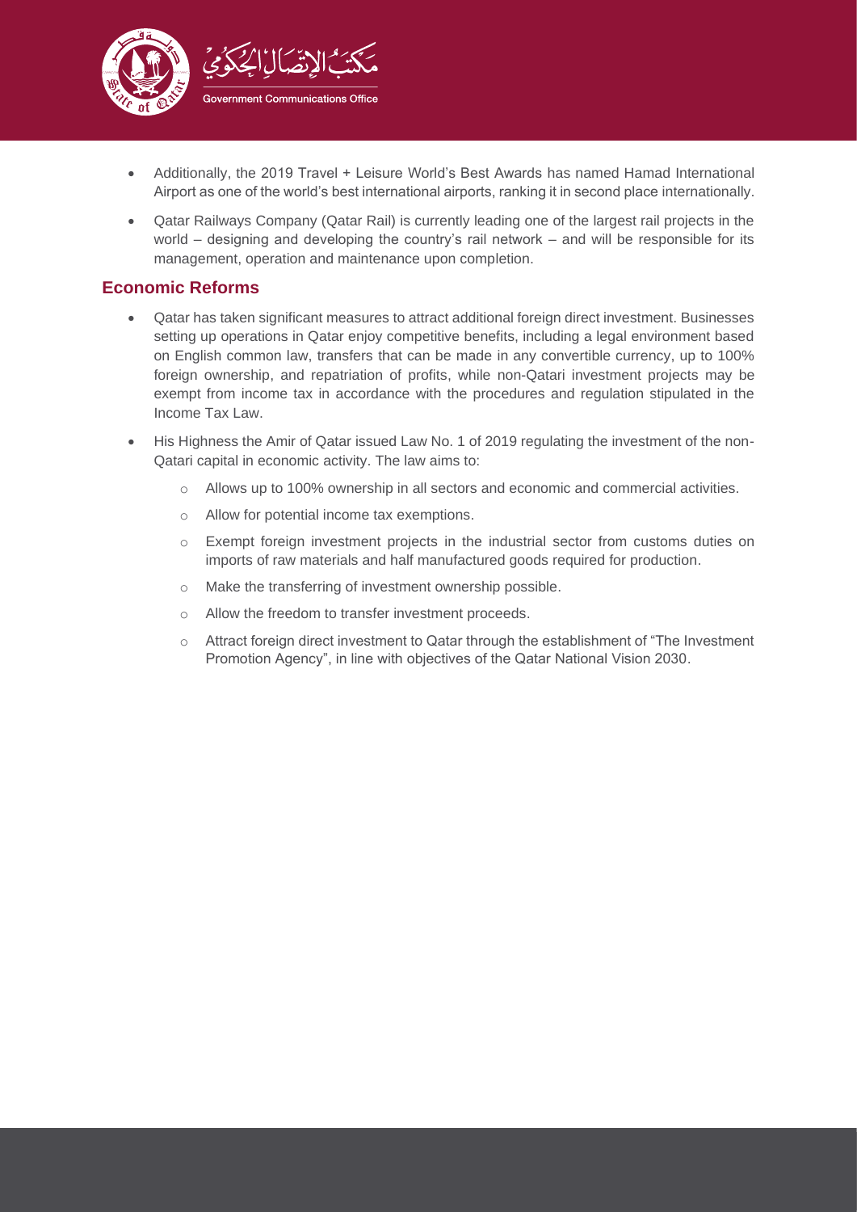- Additionally, the 2019 Travel + Leisure World's Best Awards has named Hamad International Airport as one of the world's best international airports, ranking it in second place internationally.
- Qatar Railways Company (Qatar Rail) is currently leading one of the largest rail projects in the world – designing and developing the country's rail network – and will be responsible for its management, operation and maintenance upon completion.

## Economic Reforms

- Qatar has taken significant measures to attract additional foreign direct investment. Businesses setting up operations in Qatar enjoy competitive benefits, including a legal environment based on English common law, transfers that can be made in any convertible currency, up to 100% foreign ownership, and repatriation of profits, while non-Qatari investment projects may be exempt from income tax in accordance with the procedures and regulation stipulated in the Income Tax Law.
- His Highness the Amir of Qatar issued Law No. 1 of 2019 regulating the investment of the non-Qatari capital in economic activity. The law aims to:
  - Allows up to 100% ownership in all sectors and economic and commercial activities.
  - Allow for potential income tax exemptions.
  - Exempt foreign investment projects in the industrial sector from customs duties on imports of raw materials and half manufactured goods required for production.
  - Make the transferring of investment ownership possible.
  - Allow the freedom to transfer investment proceeds.
  - Attract foreign direct investment to Qatar through the establishment of "The Investment Promotion Agency", in line with objectives of the Qatar National Vision 2030.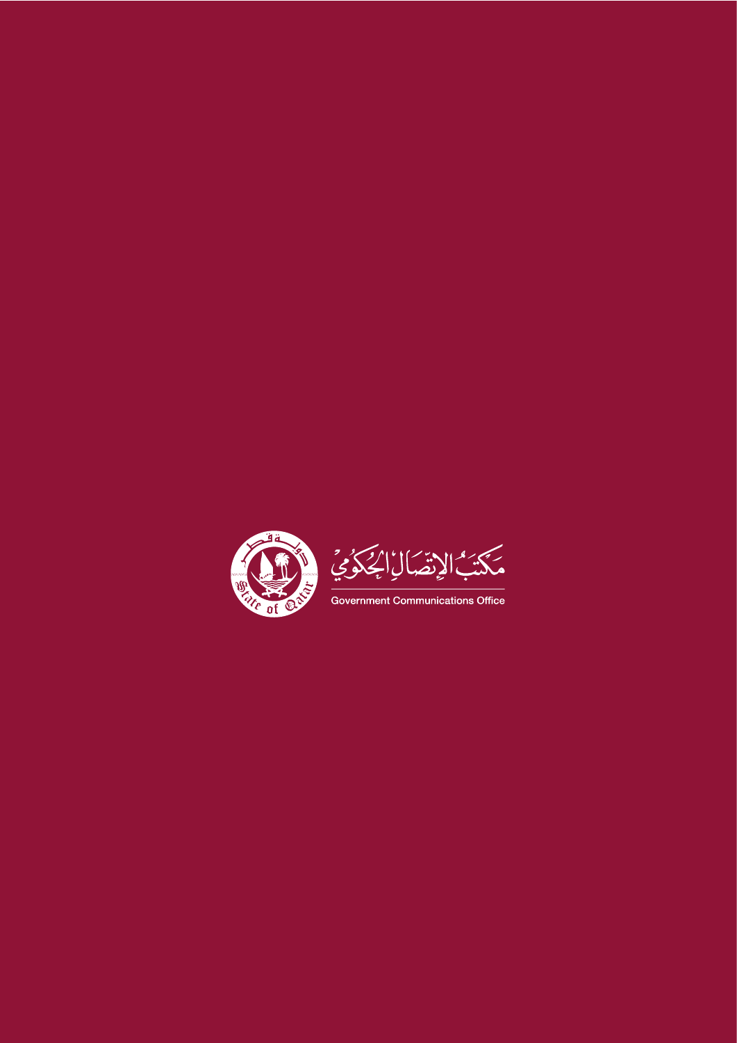مَكتبُ الاتِّصَالِ الحُكومي

Government Communications Office